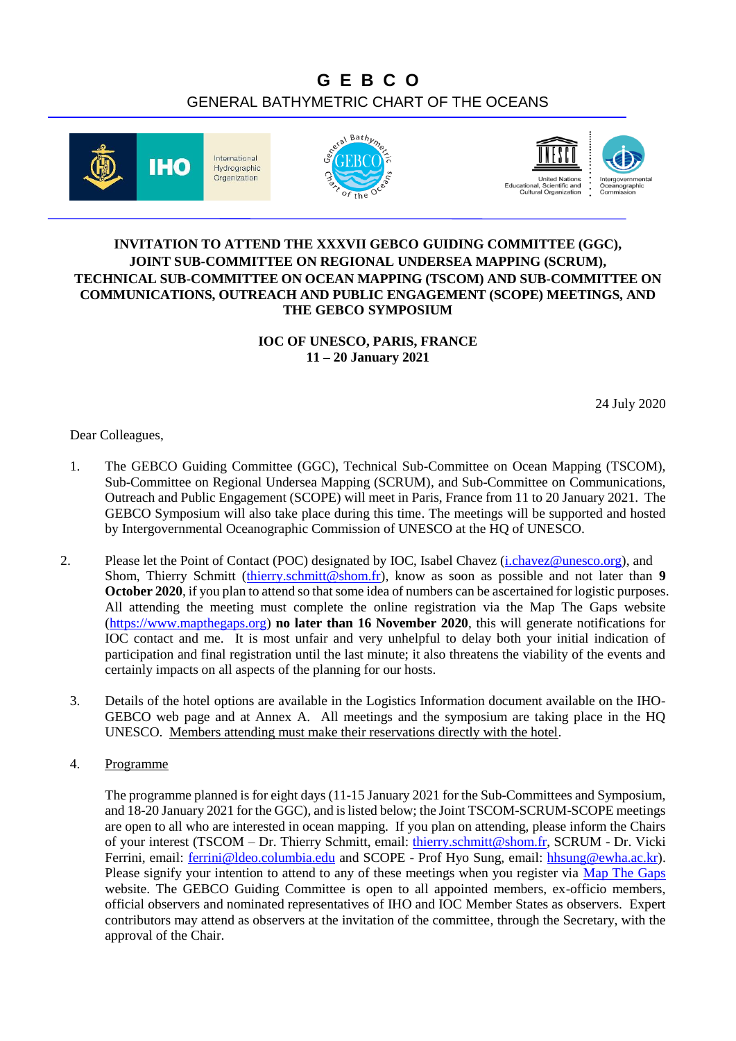# G E B C O

GENERAL BATHYMETRIC CHART OF THE OCEANS

**INVITATION TO ATTEND THE XXXVII GEBCO GUIDING COMMITTEE (GGC), JOINT SUB-COMMITTEE ON REGIONAL UNDERSEA MAPPING (SCRUM), TECHNICAL SUB-COMMITTEE ON OCEAN MAPPING (TSCOM) AND SUB-COMMITTEE ON COMMUNICATIONS, OUTREACH AND PUBLIC ENGAGEMENT (SCOPE) MEETINGS, AND THE GEBCO SYMPOSIUM**

**IOC OF UNESCO, PARIS, FRANCE**
**11 – 20 January 2021**

24 July 2020

Dear Colleagues,

1. The GEBCO Guiding Committee (GGC), Technical Sub-Committee on Ocean Mapping (TSCOM), Sub-Committee on Regional Undersea Mapping (SCRUM), and Sub-Committee on Communications, Outreach and Public Engagement (SCOPE) will meet in Paris, France from 11 to 20 January 2021. The GEBCO Symposium will also take place during this time. The meetings will be supported and hosted by Intergovernmental Oceanographic Commission of UNESCO at the HQ of UNESCO.

2. Please let the Point of Contact (POC) designated by IOC, Isabel Chavez (i.chavez@unesco.org), and Shom, Thierry Schmitt (thierry.schmitt@shom.fr), know as soon as possible and not later than **9 October 2020**, if you plan to attend so that some idea of numbers can be ascertained for logistic purposes. All attending the meeting must complete the online registration via the Map The Gaps website (https://www.mapthegaps.org) **no later than 16 November 2020**, this will generate notifications for IOC contact and me. It is most unfair and very unhelpful to delay both your initial indication of participation and final registration until the last minute; it also threatens the viability of the events and certainly impacts on all aspects of the planning for our hosts.

3. Details of the hotel options are available in the Logistics Information document available on the IHO-GEBCO web page and at Annex A. All meetings and the symposium are taking place in the HQ UNESCO. Members attending must make their reservations directly with the hotel.

4. Programme

   The programme planned is for eight days (11-15 January 2021 for the Sub-Committees and Symposium, and 18-20 January 2021 for the GGC), and is listed below; the Joint TSCOM-SCRUM-SCOPE meetings are open to all who are interested in ocean mapping. If you plan on attending, please inform the Chairs of your interest (TSCOM – Dr. Thierry Schmitt, email: thierry.schmitt@shom.fr, SCRUM - Dr. Vicki Ferrini, email: ferrini@ldeo.columbia.edu and SCOPE - Prof Hyo Sung, email: hhsung@ewha.ac.kr). Please signify your intention to attend to any of these meetings when you register via Map The Gaps website. The GEBCO Guiding Committee is open to all appointed members, ex-officio members, official observers and nominated representatives of IHO and IOC Member States as observers. Expert contributors may attend as observers at the invitation of the committee, through the Secretary, with the approval of the Chair.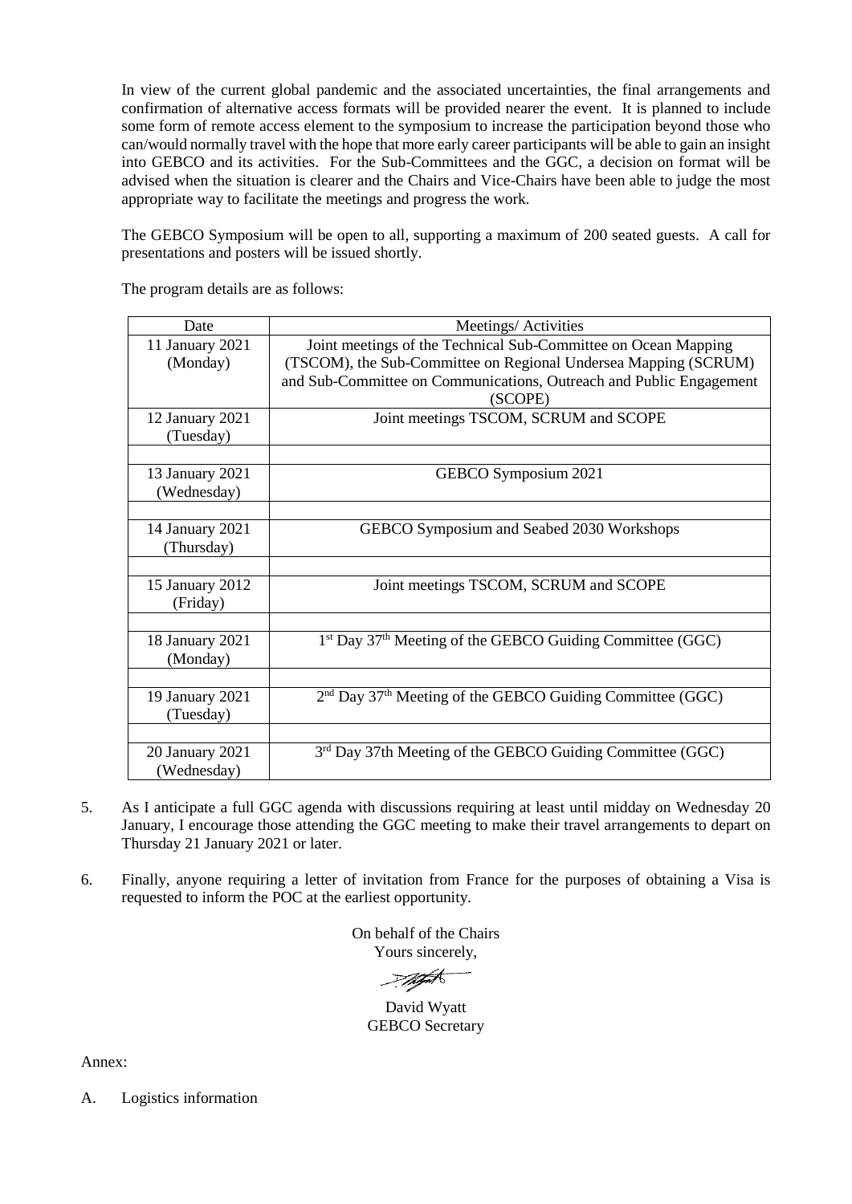In view of the current global pandemic and the associated uncertainties, the final arrangements and confirmation of alternative access formats will be provided nearer the event. It is planned to include some form of remote access element to the symposium to increase the participation beyond those who can/would normally travel with the hope that more early career participants will be able to gain an insight into GEBCO and its activities. For the Sub-Committees and the GGC, a decision on format will be advised when the situation is clearer and the Chairs and Vice-Chairs have been able to judge the most appropriate way to facilitate the meetings and progress the work.

The GEBCO Symposium will be open to all, supporting a maximum of 200 seated guests. A call for presentations and posters will be issued shortly.

The program details are as follows:

| Date | Meetings/ Activities |
|---|---|
| 11 January 2021 (Monday) | Joint meetings of the Technical Sub-Committee on Ocean Mapping (TSCOM), the Sub-Committee on Regional Undersea Mapping (SCRUM) and Sub-Committee on Communications, Outreach and Public Engagement (SCOPE) |
| 12 January 2021 (Tuesday) | Joint meetings TSCOM, SCRUM and SCOPE |
| | |
| 13 January 2021 (Wednesday) | GEBCO Symposium 2021 |
| | |
| 14 January 2021 (Thursday) | GEBCO Symposium and Seabed 2030 Workshops |
| | |
| 15 January 2012 (Friday) | Joint meetings TSCOM, SCRUM and SCOPE |
| | |
| 18 January 2021 (Monday) | 1st Day 37th Meeting of the GEBCO Guiding Committee (GGC) |
| | |
| 19 January 2021 (Tuesday) | 2nd Day 37th Meeting of the GEBCO Guiding Committee (GGC) |
| | |
| 20 January 2021 (Wednesday) | 3rd Day 37th Meeting of the GEBCO Guiding Committee (GGC) |

5. As I anticipate a full GGC agenda with discussions requiring at least until midday on Wednesday 20 January, I encourage those attending the GGC meeting to make their travel arrangements to depart on Thursday 21 January 2021 or later.

6. Finally, anyone requiring a letter of invitation from France for the purposes of obtaining a Visa is requested to inform the POC at the earliest opportunity.

On behalf of the Chairs
Yours sincerely,

David Wyatt
GEBCO Secretary

Annex:

A. Logistics information